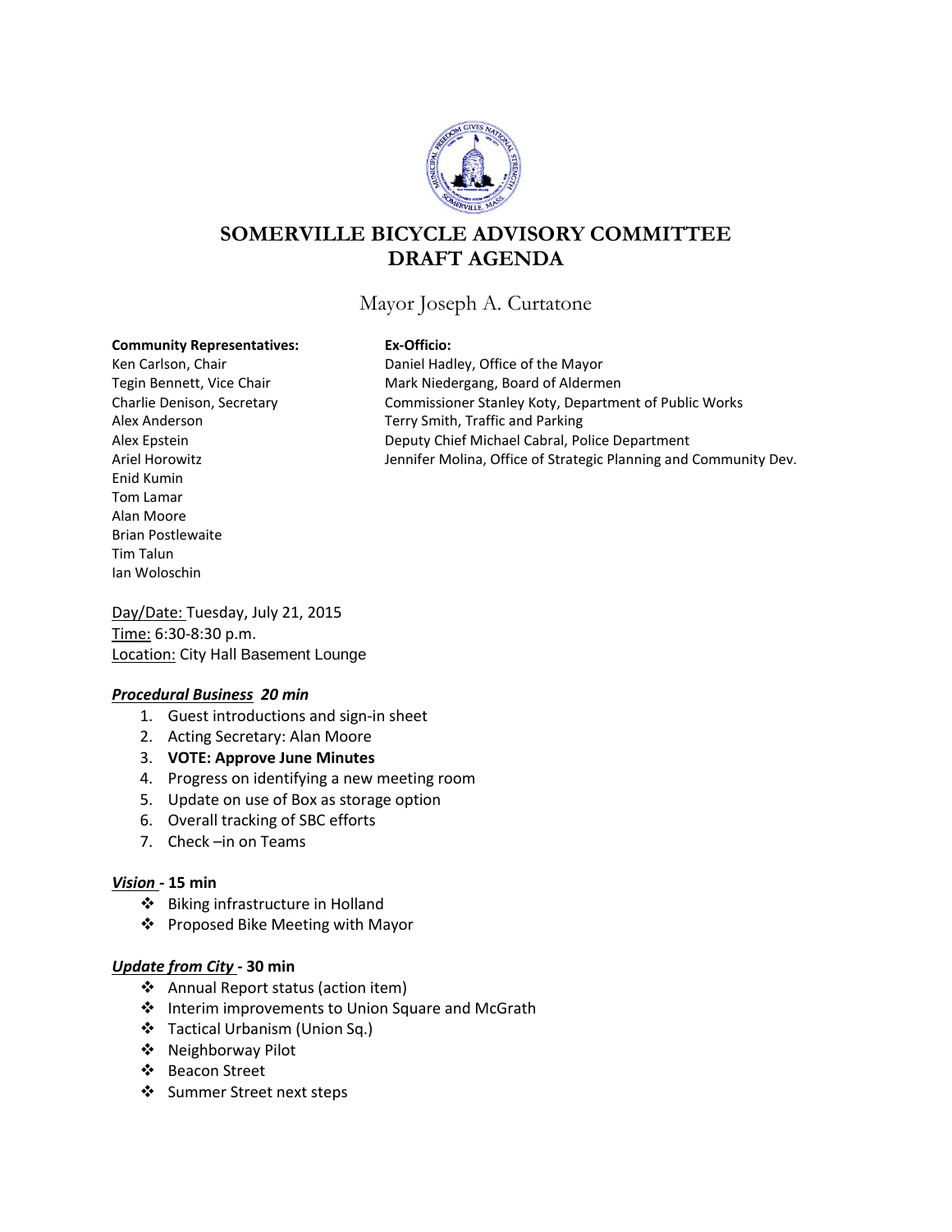# SOMERVILLE BICYCLE ADVISORY COMMITTEE
# DRAFT AGENDA

Mayor Joseph A. Curtatone

**Community Representatives:**
Ken Carlson, Chair
Tegin Bennett, Vice Chair
Charlie Denison, Secretary
Alex Anderson
Alex Epstein
Ariel Horowitz
Enid Kumin
Tom Lamar
Alan Moore
Brian Postlewaite
Tim Talun
Ian Woloschin

**Ex-Officio:**
Daniel Hadley, Office of the Mayor
Mark Niedergang, Board of Aldermen
Commissioner Stanley Koty, Department of Public Works
Terry Smith, Traffic and Parking
Deputy Chief Michael Cabral, Police Department
Jennifer Molina, Office of Strategic Planning and Community Dev.

Day/Date: Tuesday, July 21, 2015
Time: 6:30-8:30 p.m.
Location: City Hall Basement Lounge

***Procedural Business* 20 min**

1. Guest introductions and sign-in sheet
2. Acting Secretary: Alan Moore
3. **VOTE: Approve June Minutes**
4. Progress on identifying a new meeting room
5. Update on use of Box as storage option
6. Overall tracking of SBC efforts
7. Check –in on Teams

***Vision* - 15 min**

- Biking infrastructure in Holland
- Proposed Bike Meeting with Mayor

***Update from City* - 30 min**

- Annual Report status (action item)
- Interim improvements to Union Square and McGrath
- Tactical Urbanism (Union Sq.)
- Neighborway Pilot
- Beacon Street
- Summer Street next steps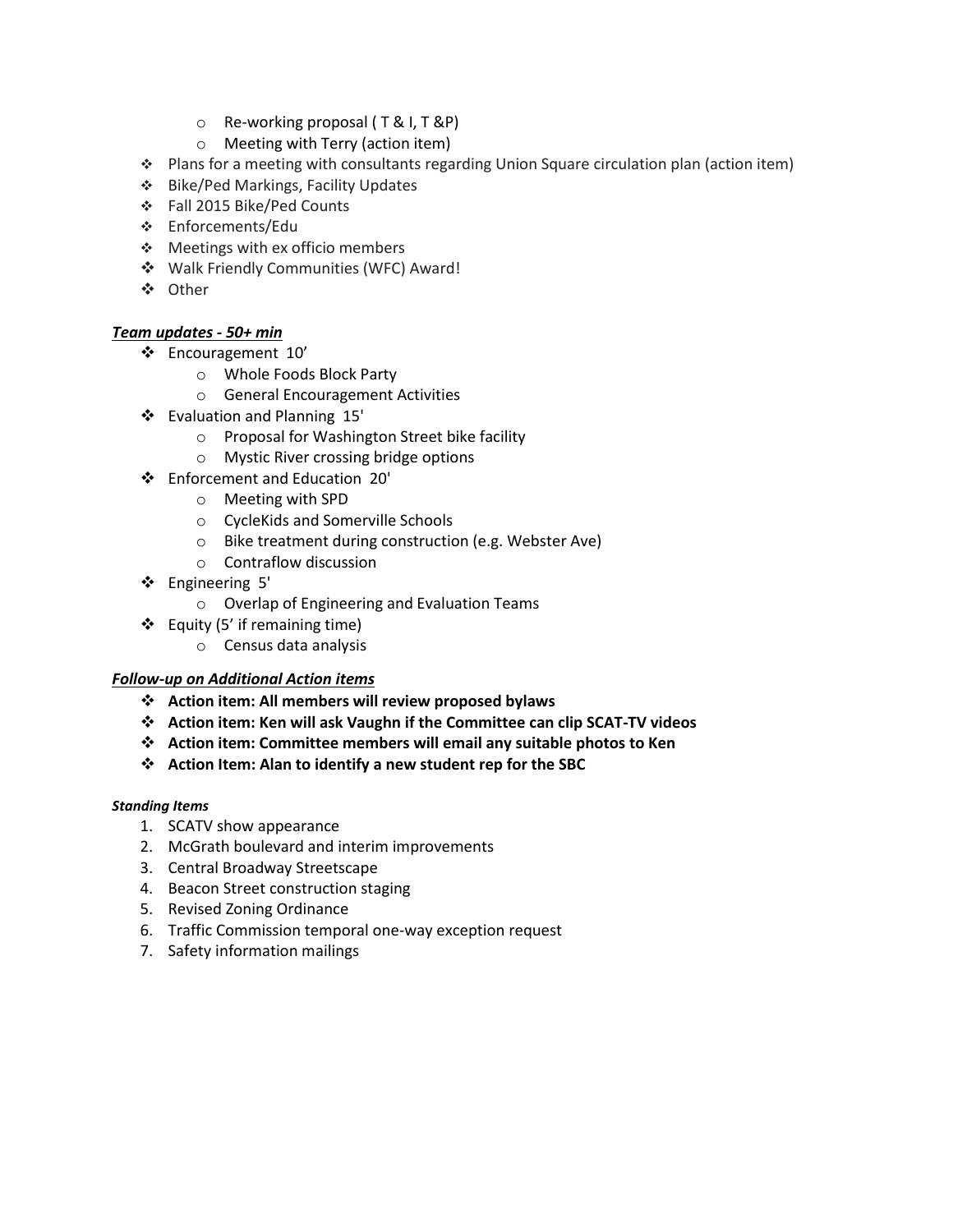- Re-working proposal ( T & I, T &P)
  - Meeting with Terry (action item)
- Plans for a meeting with consultants regarding Union Square circulation plan (action item)
- Bike/Ped Markings, Facility Updates
- Fall 2015 Bike/Ped Counts
- Enforcements/Edu
- Meetings with ex officio members
- Walk Friendly Communities (WFC) Award!
- Other

***Team updates - 50+ min***

- Encouragement 10'
  - Whole Foods Block Party
  - General Encouragement Activities
- Evaluation and Planning 15'
  - Proposal for Washington Street bike facility
  - Mystic River crossing bridge options
- Enforcement and Education 20'
  - Meeting with SPD
  - CycleKids and Somerville Schools
  - Bike treatment during construction (e.g. Webster Ave)
  - Contraflow discussion
- Engineering 5'
  - Overlap of Engineering and Evaluation Teams
- Equity (5' if remaining time)
  - Census data analysis

***Follow-up on Additional Action items***

- **Action item: All members will review proposed bylaws**
- **Action item: Ken will ask Vaughn if the Committee can clip SCAT-TV videos**
- **Action item: Committee members will email any suitable photos to Ken**
- **Action Item: Alan to identify a new student rep for the SBC**

***Standing Items***

1. SCATV show appearance
2. McGrath boulevard and interim improvements
3. Central Broadway Streetscape
4. Beacon Street construction staging
5. Revised Zoning Ordinance
6. Traffic Commission temporal one-way exception request
7. Safety information mailings